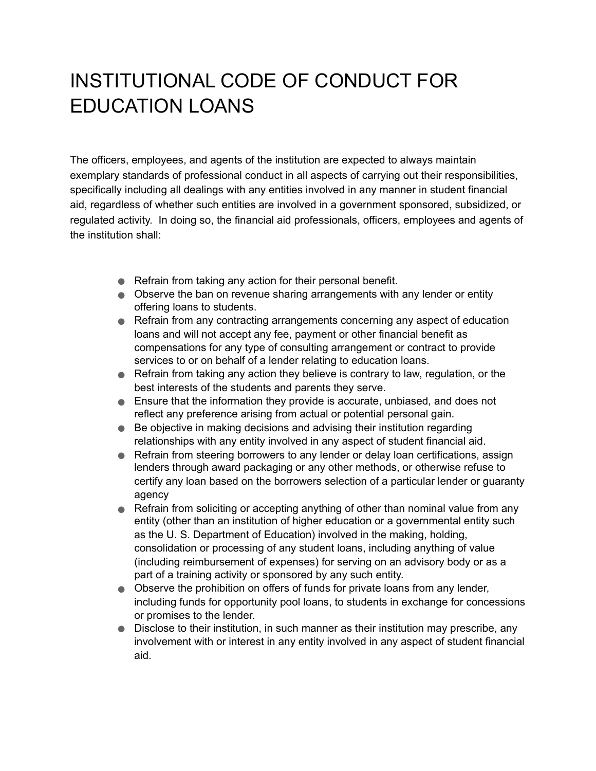# INSTITUTIONAL CODE OF CONDUCT FOR EDUCATION LOANS

The officers, employees, and agents of the institution are expected to always maintain exemplary standards of professional conduct in all aspects of carrying out their responsibilities, specifically including all dealings with any entities involved in any manner in student financial aid, regardless of whether such entities are involved in a government sponsored, subsidized, or regulated activity. In doing so, the financial aid professionals, officers, employees and agents of the institution shall:

- Refrain from taking any action for their personal benefit.
- Observe the ban on revenue sharing arrangements with any lender or entity offering loans to students.
- Refrain from any contracting arrangements concerning any aspect of education loans and will not accept any fee, payment or other financial benefit as compensations for any type of consulting arrangement or contract to provide services to or on behalf of a lender relating to education loans.
- Refrain from taking any action they believe is contrary to law, regulation, or the best interests of the students and parents they serve.
- Ensure that the information they provide is accurate, unbiased, and does not reflect any preference arising from actual or potential personal gain.
- Be objective in making decisions and advising their institution regarding relationships with any entity involved in any aspect of student financial aid.
- Refrain from steering borrowers to any lender or delay loan certifications, assign lenders through award packaging or any other methods, or otherwise refuse to certify any loan based on the borrowers selection of a particular lender or guaranty agency
- Refrain from soliciting or accepting anything of other than nominal value from any entity (other than an institution of higher education or a governmental entity such as the U. S. Department of Education) involved in the making, holding, consolidation or processing of any student loans, including anything of value (including reimbursement of expenses) for serving on an advisory body or as a part of a training activity or sponsored by any such entity.
- Observe the prohibition on offers of funds for private loans from any lender, including funds for opportunity pool loans, to students in exchange for concessions or promises to the lender.
- Disclose to their institution, in such manner as their institution may prescribe, any involvement with or interest in any entity involved in any aspect of student financial aid.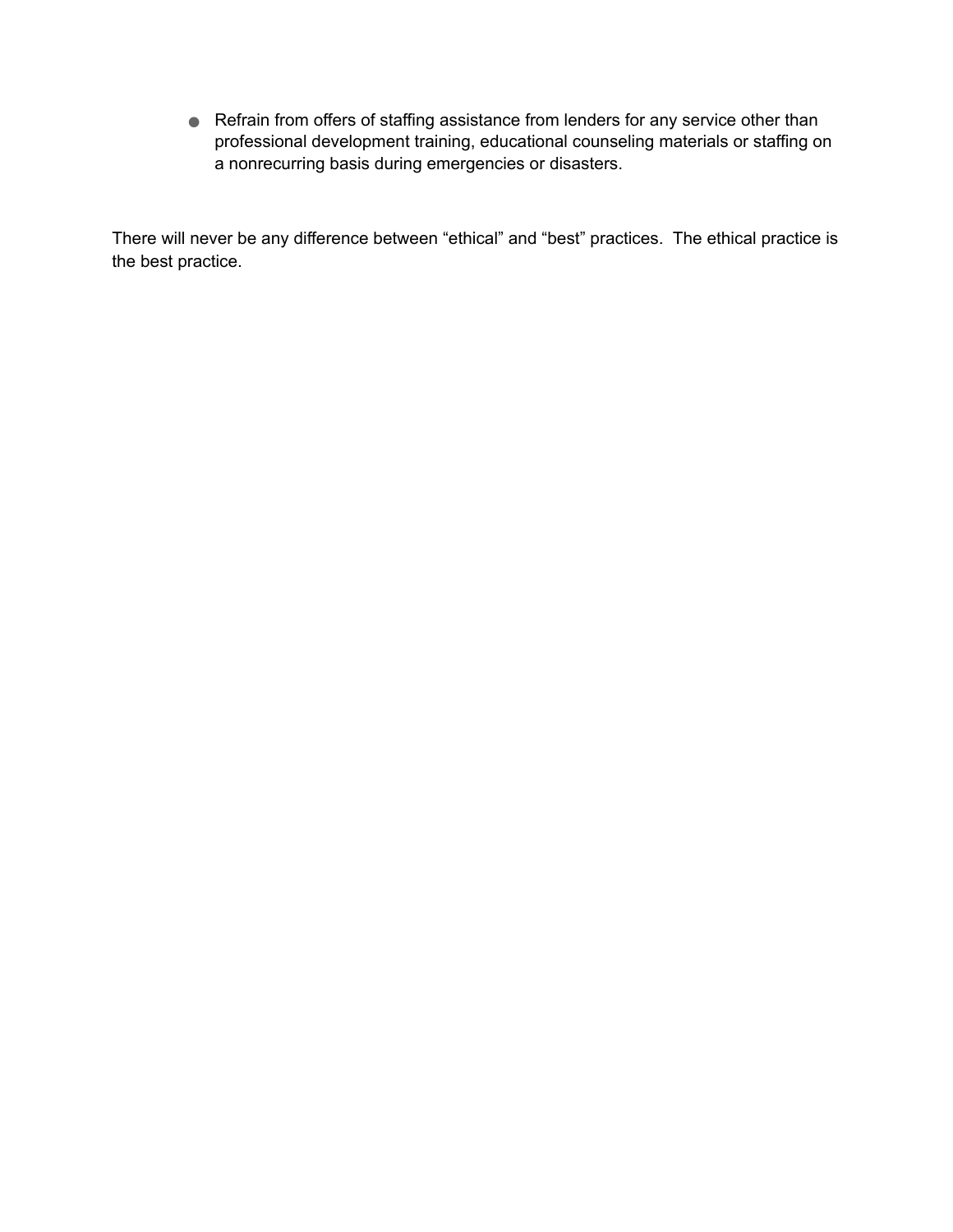- Refrain from offers of staffing assistance from lenders for any service other than professional development training, educational counseling materials or staffing on a nonrecurring basis during emergencies or disasters.

There will never be any difference between “ethical” and “best” practices. The ethical practice is the best practice.